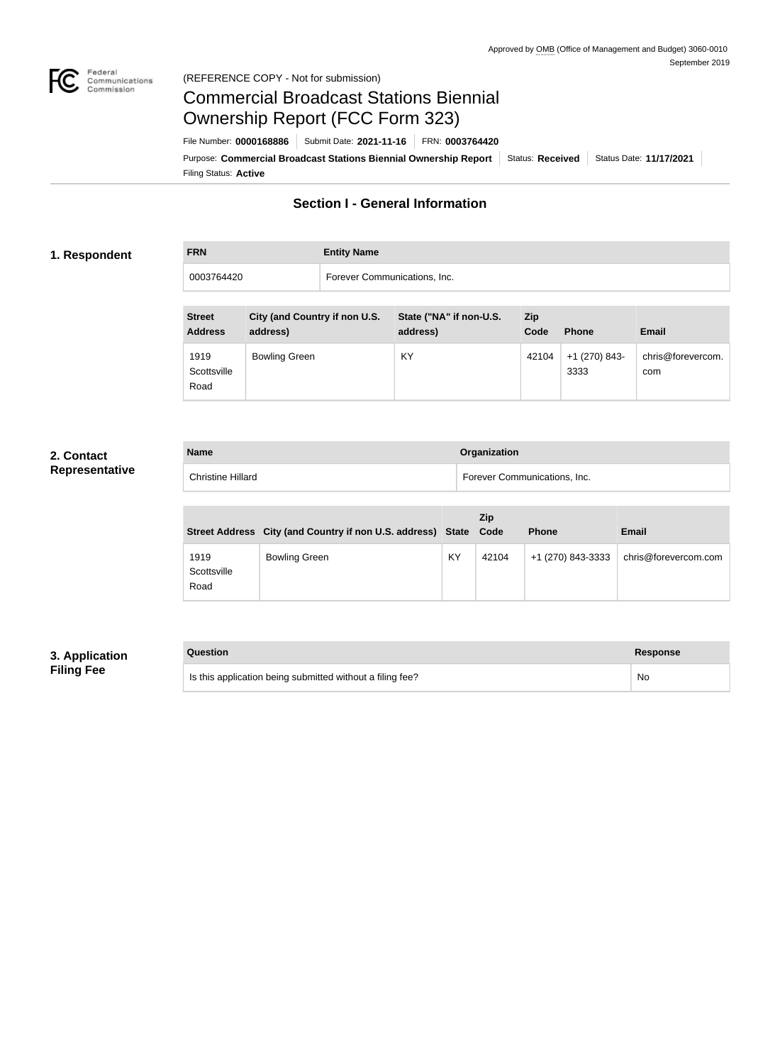Approved by OMB (Office of Management and Budget) 3060-0010
September 2019

(REFERENCE COPY - Not for submission)

# Commercial Broadcast Stations Biennial Ownership Report (FCC Form 323)

File Number: **0000168886** | Submit Date: **2021-11-16** | FRN: **0003764420**

Purpose: **Commercial Broadcast Stations Biennial Ownership Report** | Status: **Received** | Status Date: **11/17/2021**

Filing Status: **Active**

## Section I - General Information

### 1. Respondent

| FRN | Entity Name |
|---|---|
| 0003764420 | Forever Communications, Inc. |

| Street Address | City (and Country if non U.S. address) | State ("NA" if non-U.S. address) | Zip Code | Phone | Email |
|---|---|---|---|---|---|
| 1919 Scottsville Road | Bowling Green | KY | 42104 | +1 (270) 843-3333 | chris@forevercom.com |

### 2. Contact Representative

| Name | Organization |
|---|---|
| Christine Hillard | Forever Communications, Inc. |

| Street Address | City (and Country if non U.S. address) | State | Zip Code | Phone | Email |
|---|---|---|---|---|---|
| 1919 Scottsville Road | Bowling Green | KY | 42104 | +1 (270) 843-3333 | chris@forevercom.com |

### 3. Application Filing Fee

| Question | Response |
|---|---|
| Is this application being submitted without a filing fee? | No |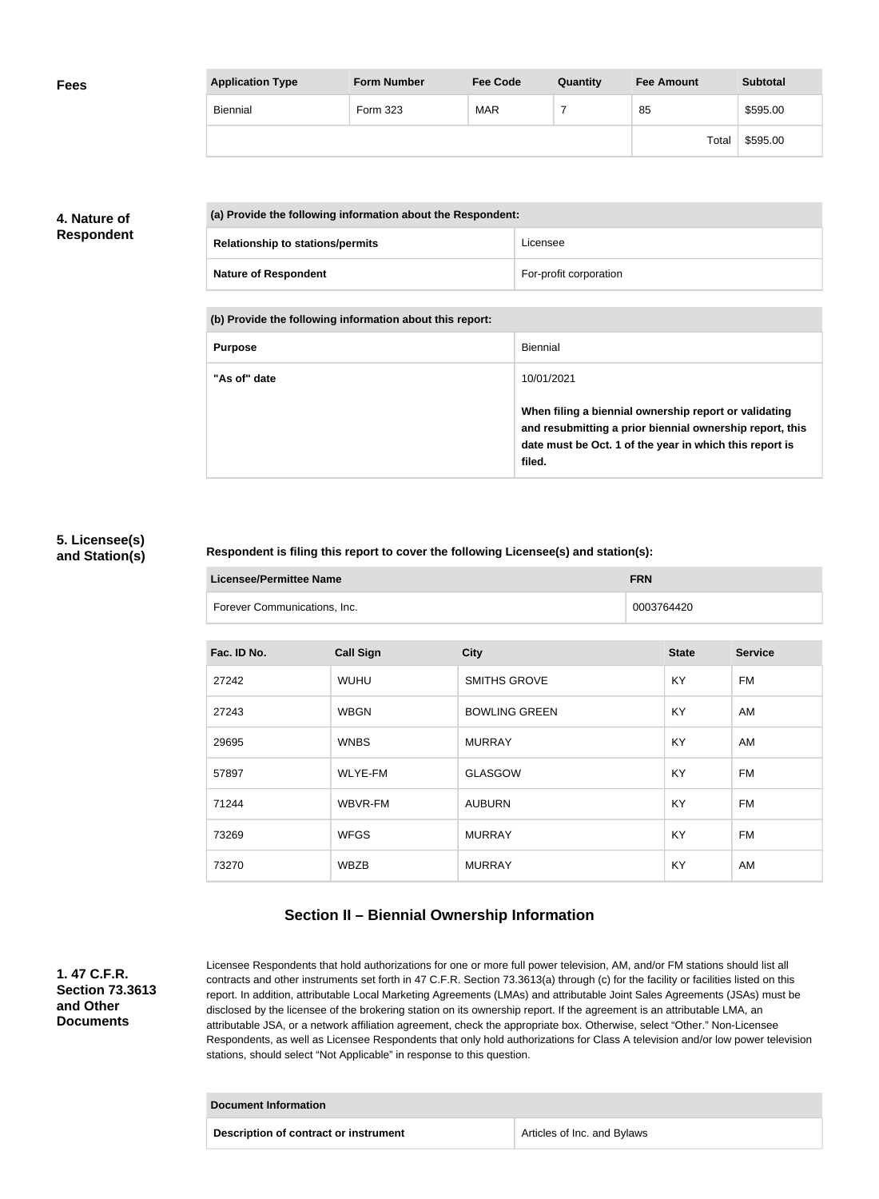**Fees**

| Application Type | Form Number | Fee Code | Quantity | Fee Amount | Subtotal |
| --- | --- | --- | --- | --- | --- |
| Biennial | Form 323 | MAR | 7 | 85 | $595.00 |
| | | | | Total | $595.00 |

**4. Nature of Respondent**

| (a) Provide the following information about the Respondent: | |
| --- | --- |
| **Relationship to stations/permits** | Licensee |
| **Nature of Respondent** | For-profit corporation |

| (b) Provide the following information about this report: | |
| --- | --- |
| **Purpose** | Biennial |
| **"As of" date** | 10/01/2021<br><br>**When filing a biennial ownership report or validating and resubmitting a prior biennial ownership report, this date must be Oct. 1 of the year in which this report is filed.** |

**5. Licensee(s) and Station(s)**

**Respondent is filing this report to cover the following Licensee(s) and station(s):**

| Licensee/Permittee Name | FRN |
| --- | --- |
| Forever Communications, Inc. | 0003764420 |

| Fac. ID No. | Call Sign | City | State | Service |
| --- | --- | --- | --- | --- |
| 27242 | WUHU | SMITHS GROVE | KY | FM |
| 27243 | WBGN | BOWLING GREEN | KY | AM |
| 29695 | WNBS | MURRAY | KY | AM |
| 57897 | WLYE-FM | GLASGOW | KY | FM |
| 71244 | WBVR-FM | AUBURN | KY | FM |
| 73269 | WFGS | MURRAY | KY | FM |
| 73270 | WBZB | MURRAY | KY | AM |

## Section II – Biennial Ownership Information

**1. 47 C.F.R. Section 73.3613 and Other Documents**

Licensee Respondents that hold authorizations for one or more full power television, AM, and/or FM stations should list all contracts and other instruments set forth in 47 C.F.R. Section 73.3613(a) through (c) for the facility or facilities listed on this report. In addition, attributable Local Marketing Agreements (LMAs) and attributable Joint Sales Agreements (JSAs) must be disclosed by the licensee of the brokering station on its ownership report. If the agreement is an attributable LMA, an attributable JSA, or a network affiliation agreement, check the appropriate box. Otherwise, select "Other." Non-Licensee Respondents, as well as Licensee Respondents that only hold authorizations for Class A television and/or low power television stations, should select "Not Applicable" in response to this question.

| Document Information | |
| --- | --- |
| **Description of contract or instrument** | Articles of Inc. and Bylaws |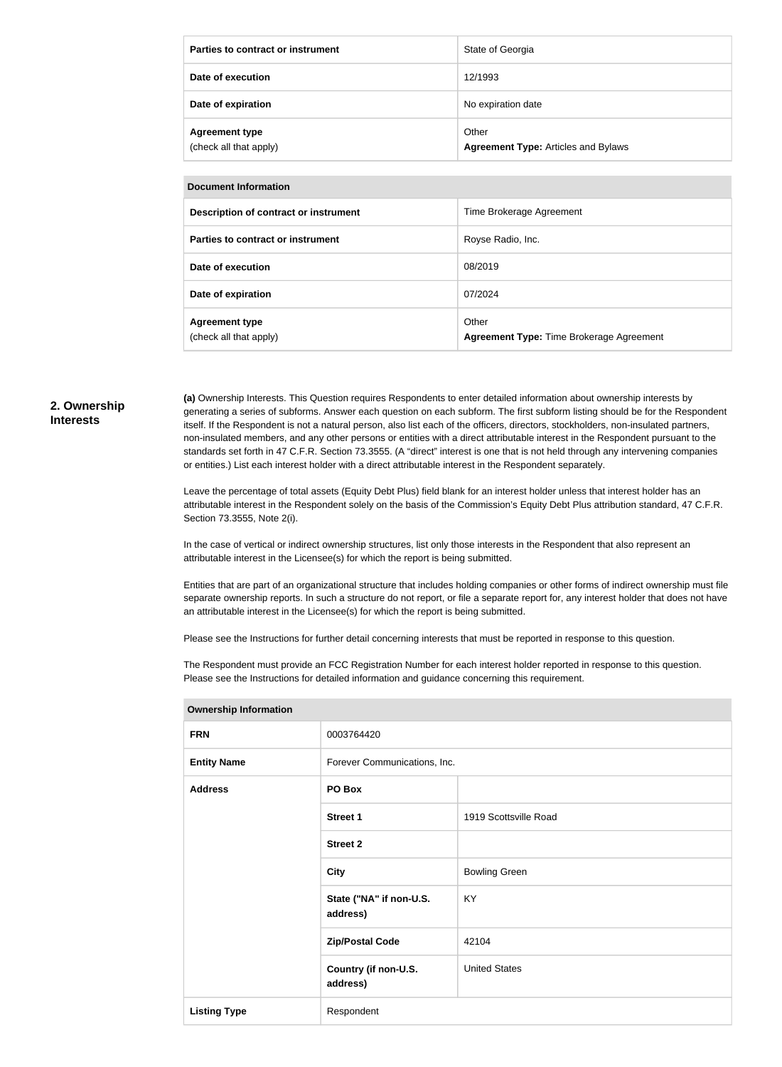| | |
|---|---|
| **Parties to contract or instrument** | State of Georgia |
| **Date of execution** | 12/1993 |
| **Date of expiration** | No expiration date |
| **Agreement type** (check all that apply) | Other **Agreement Type:** Articles and Bylaws |

| **Document Information** | |
|---|---|
| **Description of contract or instrument** | Time Brokerage Agreement |
| **Parties to contract or instrument** | Royse Radio, Inc. |
| **Date of execution** | 08/2019 |
| **Date of expiration** | 07/2024 |
| **Agreement type** (check all that apply) | Other **Agreement Type:** Time Brokerage Agreement |

## 2. Ownership Interests

**(a)** Ownership Interests. This Question requires Respondents to enter detailed information about ownership interests by generating a series of subforms. Answer each question on each subform. The first subform listing should be for the Respondent itself. If the Respondent is not a natural person, also list each of the officers, directors, stockholders, non-insulated partners, non-insulated members, and any other persons or entities with a direct attributable interest in the Respondent pursuant to the standards set forth in 47 C.F.R. Section 73.3555. (A "direct" interest is one that is not held through any intervening companies or entities.) List each interest holder with a direct attributable interest in the Respondent separately.

Leave the percentage of total assets (Equity Debt Plus) field blank for an interest holder unless that interest holder has an attributable interest in the Respondent solely on the basis of the Commission's Equity Debt Plus attribution standard, 47 C.F.R. Section 73.3555, Note 2(i).

In the case of vertical or indirect ownership structures, list only those interests in the Respondent that also represent an attributable interest in the Licensee(s) for which the report is being submitted.

Entities that are part of an organizational structure that includes holding companies or other forms of indirect ownership must file separate ownership reports. In such a structure do not report, or file a separate report for, any interest holder that does not have an attributable interest in the Licensee(s) for which the report is being submitted.

Please see the Instructions for further detail concerning interests that must be reported in response to this question.

The Respondent must provide an FCC Registration Number for each interest holder reported in response to this question. Please see the Instructions for detailed information and guidance concerning this requirement.

| **Ownership Information** | | |
|---|---|---|
| **FRN** | 0003764420 | |
| **Entity Name** | Forever Communications, Inc. | |
| **Address** | **PO Box** | |
| | **Street 1** | 1919 Scottsville Road |
| | **Street 2** | |
| | **City** | Bowling Green |
| | **State ("NA" if non-U.S. address)** | KY |
| | **Zip/Postal Code** | 42104 |
| | **Country (if non-U.S. address)** | United States |
| **Listing Type** | Respondent | |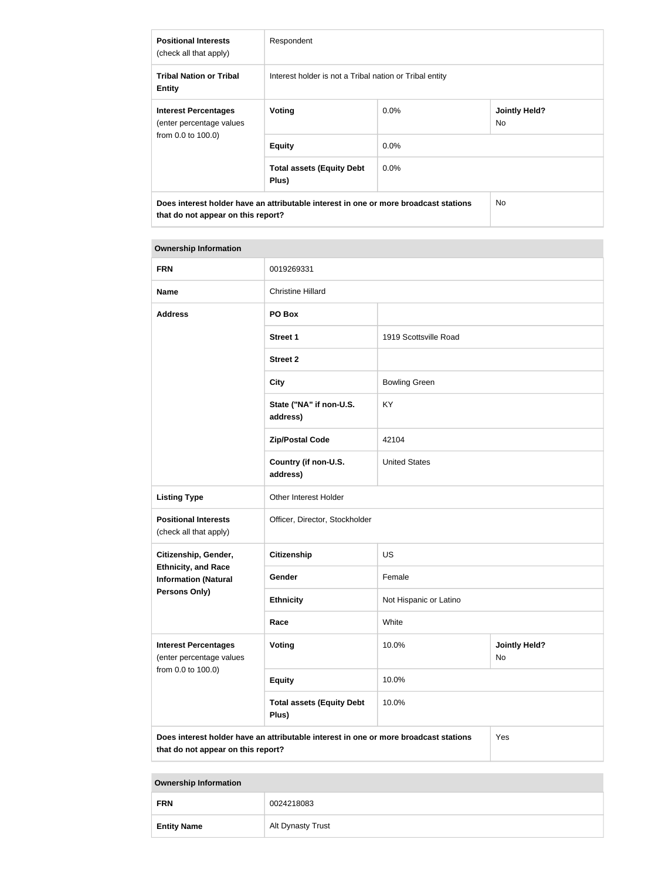| | | | |
|---|---|---|---|
| **Positional Interests** (check all that apply) | Respondent | | |
| **Tribal Nation or Tribal Entity** | Interest holder is not a Tribal nation or Tribal entity | | |
| **Interest Percentages** (enter percentage values from 0.0 to 100.0) | **Voting** | 0.0% | **Jointly Held?** No |
| | **Equity** | 0.0% | |
| | **Total assets (Equity Debt Plus)** | 0.0% | |
| **Does interest holder have an attributable interest in one or more broadcast stations that do not appear on this report?** | | | No |

| **Ownership Information** | | | |
|---|---|---|---|
| **FRN** | 0019269331 | | |
| **Name** | Christine Hillard | | |
| **Address** | **PO Box** | | |
| | **Street 1** | 1919 Scottsville Road | |
| | **Street 2** | | |
| | **City** | Bowling Green | |
| | **State ("NA" if non-U.S. address)** | KY | |
| | **Zip/Postal Code** | 42104 | |
| | **Country (if non-U.S. address)** | United States | |
| **Listing Type** | Other Interest Holder | | |
| **Positional Interests** (check all that apply) | Officer, Director, Stockholder | | |
| **Citizenship, Gender, Ethnicity, and Race Information (Natural Persons Only)** | **Citizenship** | US | |
| | **Gender** | Female | |
| | **Ethnicity** | Not Hispanic or Latino | |
| | **Race** | White | |
| **Interest Percentages** (enter percentage values from 0.0 to 100.0) | **Voting** | 10.0% | **Jointly Held?** No |
| | **Equity** | 10.0% | |
| | **Total assets (Equity Debt Plus)** | 10.0% | |
| **Does interest holder have an attributable interest in one or more broadcast stations that do not appear on this report?** | | | Yes |

| **Ownership Information** | |
|---|---|
| **FRN** | 0024218083 |
| **Entity Name** | Alt Dynasty Trust |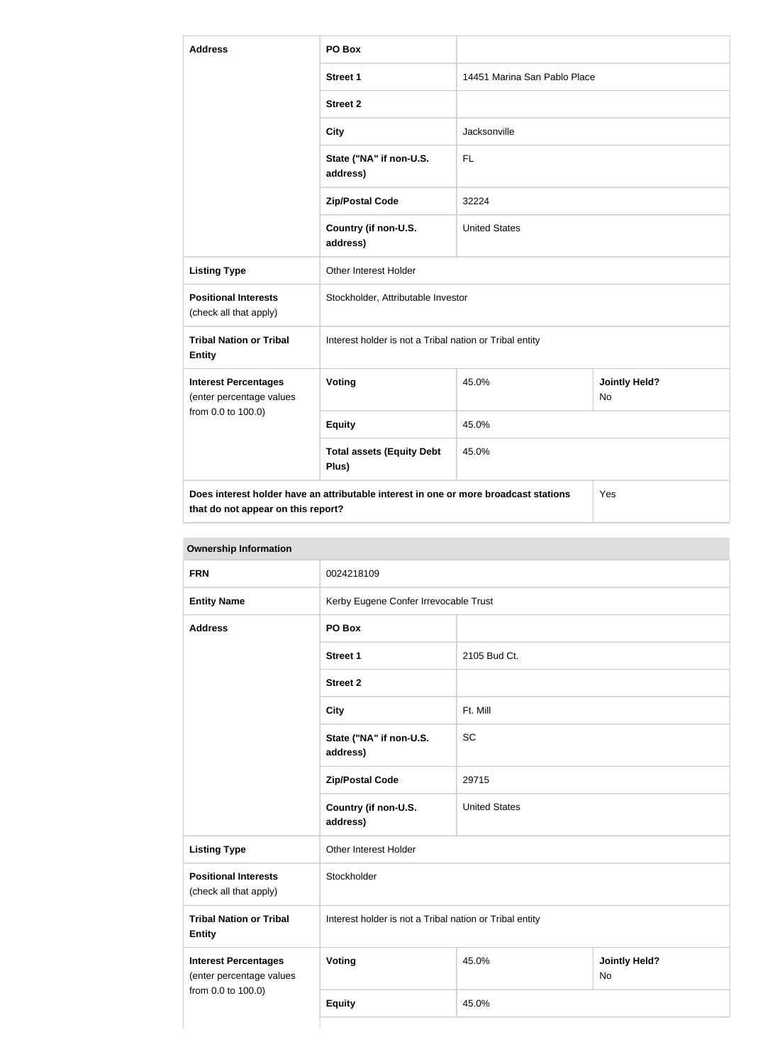| Address | PO Box | | |
|---|---|---|---|
| | Street 1 | 14451 Marina San Pablo Place | |
| | Street 2 | | |
| | City | Jacksonville | |
| | State ("NA" if non-U.S. address) | FL | |
| | Zip/Postal Code | 32224 | |
| | Country (if non-U.S. address) | United States | |
| Listing Type | Other Interest Holder | | |
| Positional Interests (check all that apply) | Stockholder, Attributable Investor | | |
| Tribal Nation or Tribal Entity | Interest holder is not a Tribal nation or Tribal entity | | |
| Interest Percentages (enter percentage values from 0.0 to 100.0) | Voting | 45.0% | Jointly Held? No |
| | Equity | 45.0% | |
| | Total assets (Equity Debt Plus) | 45.0% | |
| Does interest holder have an attributable interest in one or more broadcast stations that do not appear on this report? | | | Yes |

**Ownership Information**

| FRN | 0024218109 | | |
|---|---|---|---|
| Entity Name | Kerby Eugene Confer Irrevocable Trust | | |
| Address | PO Box | | |
| | Street 1 | 2105 Bud Ct. | |
| | Street 2 | | |
| | City | Ft. Mill | |
| | State ("NA" if non-U.S. address) | SC | |
| | Zip/Postal Code | 29715 | |
| | Country (if non-U.S. address) | United States | |
| Listing Type | Other Interest Holder | | |
| Positional Interests (check all that apply) | Stockholder | | |
| Tribal Nation or Tribal Entity | Interest holder is not a Tribal nation or Tribal entity | | |
| Interest Percentages (enter percentage values from 0.0 to 100.0) | Voting | 45.0% | Jointly Held? No |
| | Equity | 45.0% | |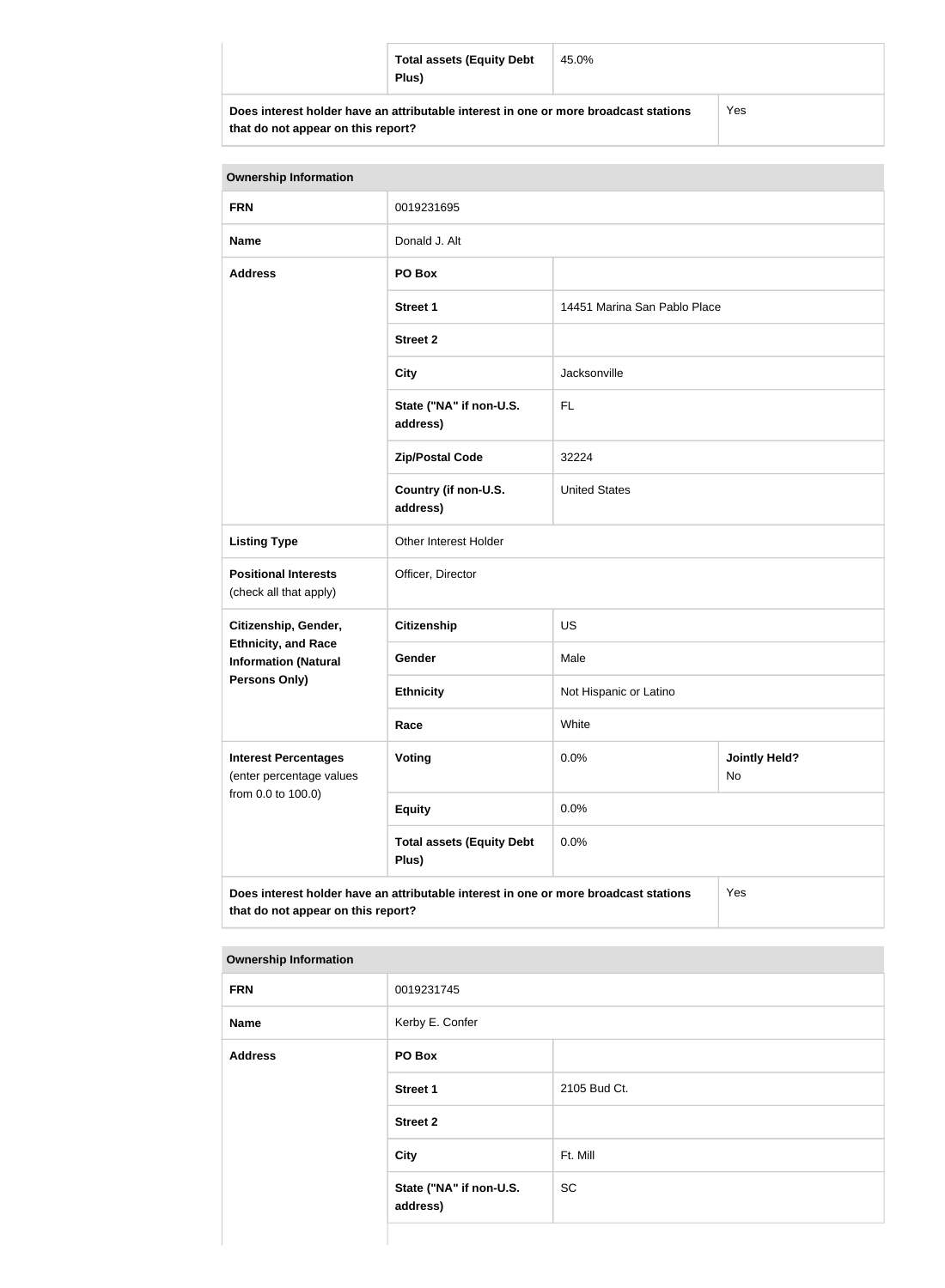| | | |
|---|---|---|
| | **Total assets (Equity Debt Plus)** | 45.0% |
| **Does interest holder have an attributable interest in one or more broadcast stations that do not appear on this report?** | | Yes |

| **Ownership Information** | | | |
|---|---|---|---|
| **FRN** | 0019231695 | | |
| **Name** | Donald J. Alt | | |
| **Address** | **PO Box** | | |
| | **Street 1** | 14451 Marina San Pablo Place | |
| | **Street 2** | | |
| | **City** | Jacksonville | |
| | **State ("NA" if non-U.S. address)** | FL | |
| | **Zip/Postal Code** | 32224 | |
| | **Country (if non-U.S. address)** | United States | |
| **Listing Type** | Other Interest Holder | | |
| **Positional Interests** (check all that apply) | Officer, Director | | |
| **Citizenship, Gender, Ethnicity, and Race Information (Natural Persons Only)** | **Citizenship** | US | |
| | **Gender** | Male | |
| | **Ethnicity** | Not Hispanic or Latino | |
| | **Race** | White | |
| **Interest Percentages** (enter percentage values from 0.0 to 100.0) | **Voting** | 0.0% | **Jointly Held?** No |
| | **Equity** | 0.0% | |
| | **Total assets (Equity Debt Plus)** | 0.0% | |
| **Does interest holder have an attributable interest in one or more broadcast stations that do not appear on this report?** | | | Yes |

| **Ownership Information** | | |
|---|---|---|
| **FRN** | 0019231745 | |
| **Name** | Kerby E. Confer | |
| **Address** | **PO Box** | |
| | **Street 1** | 2105 Bud Ct. |
| | **Street 2** | |
| | **City** | Ft. Mill |
| | **State ("NA" if non-U.S. address)** | SC |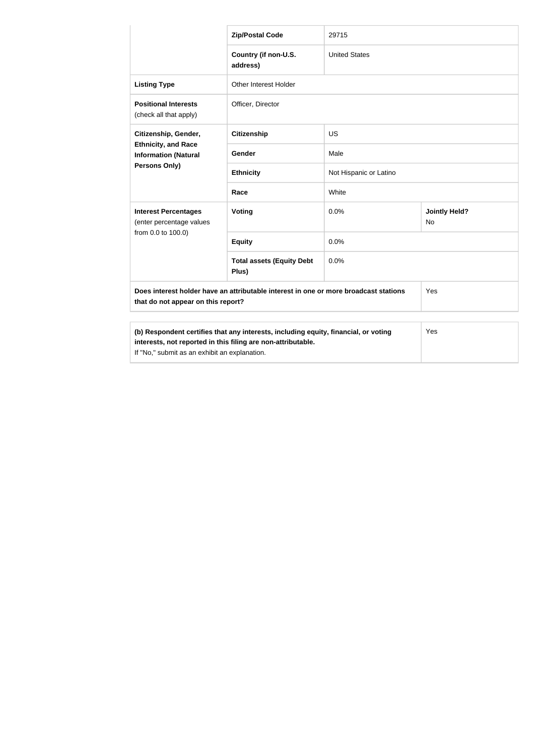| | | | |
|---|---|---|---|
| | **Zip/Postal Code** | 29715 | |
| | **Country (if non-U.S. address)** | United States | |
| **Listing Type** | Other Interest Holder | | |
| **Positional Interests** (check all that apply) | Officer, Director | | |
| **Citizenship, Gender, Ethnicity, and Race Information (Natural Persons Only)** | **Citizenship** | US | |
| | **Gender** | Male | |
| | **Ethnicity** | Not Hispanic or Latino | |
| | **Race** | White | |
| **Interest Percentages** (enter percentage values from 0.0 to 100.0) | **Voting** | 0.0% | **Jointly Held?** No |
| | **Equity** | 0.0% | |
| | **Total assets (Equity Debt Plus)** | 0.0% | |
| **Does interest holder have an attributable interest in one or more broadcast stations that do not appear on this report?** | | | Yes |

| | |
|---|---|
| **(b) Respondent certifies that any interests, including equity, financial, or voting interests, not reported in this filing are non-attributable.** If "No," submit as an exhibit an explanation. | Yes |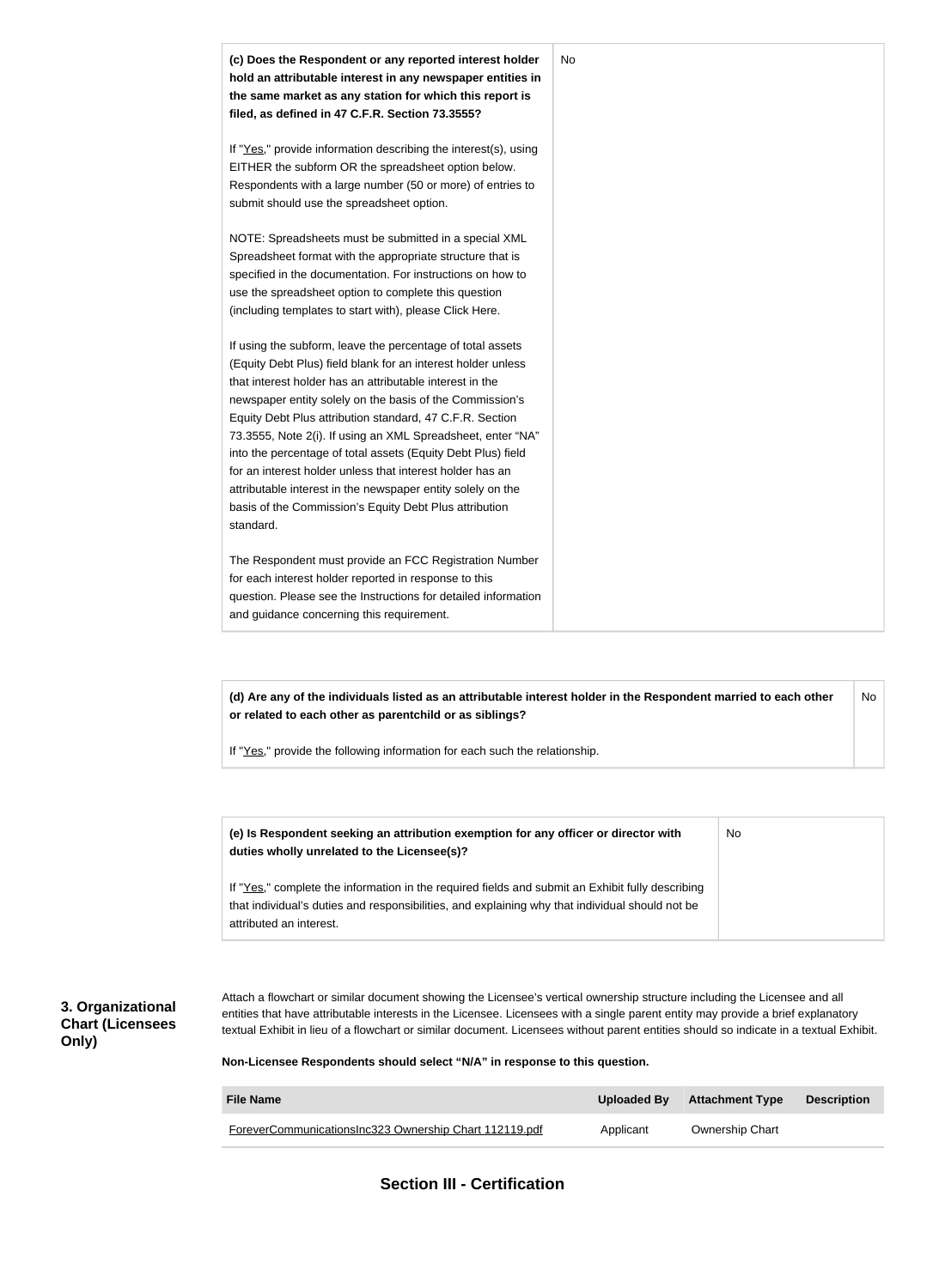| | |
|---|---|
| **(c) Does the Respondent or any reported interest holder hold an attributable interest in any newspaper entities in the same market as any station for which this report is filed, as defined in 47 C.F.R. Section 73.3555?**<br><br>If "Yes," provide information describing the interest(s), using EITHER the subform OR the spreadsheet option below. Respondents with a large number (50 or more) of entries to submit should use the spreadsheet option.<br><br>NOTE: Spreadsheets must be submitted in a special XML Spreadsheet format with the appropriate structure that is specified in the documentation. For instructions on how to use the spreadsheet option to complete this question (including templates to start with), please Click Here.<br><br>If using the subform, leave the percentage of total assets (Equity Debt Plus) field blank for an interest holder unless that interest holder has an attributable interest in the newspaper entity solely on the basis of the Commission's Equity Debt Plus attribution standard, 47 C.F.R. Section 73.3555, Note 2(i). If using an XML Spreadsheet, enter "NA" into the percentage of total assets (Equity Debt Plus) field for an interest holder unless that interest holder has an attributable interest in the newspaper entity solely on the basis of the Commission's Equity Debt Plus attribution standard.<br><br>The Respondent must provide an FCC Registration Number for each interest holder reported in response to this question. Please see the Instructions for detailed information and guidance concerning this requirement. | No |

| | |
|---|---|
| **(d) Are any of the individuals listed as an attributable interest holder in the Respondent married to each other or related to each other as parentchild or as siblings?**<br><br>If "Yes," provide the following information for each such the relationship. | No |

| | |
|---|---|
| **(e) Is Respondent seeking an attribution exemption for any officer or director with duties wholly unrelated to the Licensee(s)?**<br><br>If "Yes," complete the information in the required fields and submit an Exhibit fully describing that individual's duties and responsibilities, and explaining why that individual should not be attributed an interest. | No |

**3. Organizational Chart (Licensees Only)**

Attach a flowchart or similar document showing the Licensee's vertical ownership structure including the Licensee and all entities that have attributable interests in the Licensee. Licensees with a single parent entity may provide a brief explanatory textual Exhibit in lieu of a flowchart or similar document. Licensees without parent entities should so indicate in a textual Exhibit.

**Non-Licensee Respondents should select "N/A" in response to this question.**

| File Name | Uploaded By | Attachment Type | Description |
|---|---|---|---|
| ForeverCommunicationsInc323 Ownership Chart 112119.pdf | Applicant | Ownership Chart | |

## Section III - Certification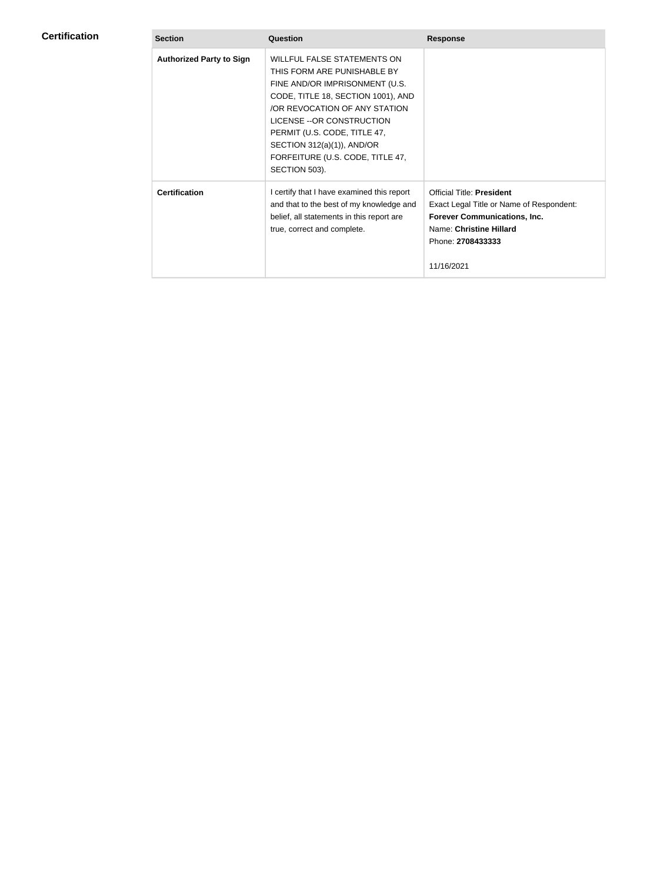## Certification

| Section | Question | Response |
| --- | --- | --- |
| **Authorized Party to Sign** | WILLFUL FALSE STATEMENTS ON THIS FORM ARE PUNISHABLE BY FINE AND/OR IMPRISONMENT (U.S. CODE, TITLE 18, SECTION 1001), AND /OR REVOCATION OF ANY STATION LICENSE --OR CONSTRUCTION PERMIT (U.S. CODE, TITLE 47, SECTION 312(a)(1)), AND/OR FORFEITURE (U.S. CODE, TITLE 47, SECTION 503). | |
| **Certification** | I certify that I have examined this report and that to the best of my knowledge and belief, all statements in this report are true, correct and complete. | Official Title: **President**<br>Exact Legal Title or Name of Respondent: **Forever Communications, Inc.**<br>Name: **Christine Hillard**<br>Phone: **2708433333**<br><br>11/16/2021 |